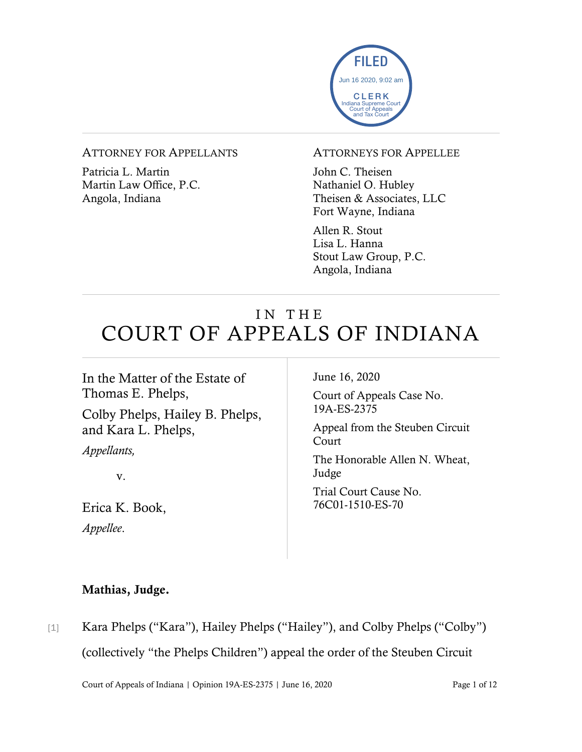FILED
Jun 16 2020, 9:02 am
CLERK
Indiana Supreme Court
Court of Appeals
and Tax Court

ATTORNEY FOR APPELLANTS

Patricia L. Martin
Martin Law Office, P.C.
Angola, Indiana

ATTORNEYS FOR APPELLEE

John C. Theisen
Nathaniel O. Hubley
Theisen & Associates, LLC
Fort Wayne, Indiana

Allen R. Stout
Lisa L. Hanna
Stout Law Group, P.C.
Angola, Indiana

# IN THE COURT OF APPEALS OF INDIANA

In the Matter of the Estate of Thomas E. Phelps,

Colby Phelps, Hailey B. Phelps, and Kara L. Phelps,

*Appellants,*

v.

Erica K. Book,

*Appellee.*

June 16, 2020

Court of Appeals Case No. 19A-ES-2375

Appeal from the Steuben Circuit Court

The Honorable Allen N. Wheat, Judge

Trial Court Cause No. 76C01-1510-ES-70

**Mathias, Judge.**

[1] Kara Phelps ("Kara"), Hailey Phelps ("Hailey"), and Colby Phelps ("Colby") (collectively "the Phelps Children") appeal the order of the Steuben Circuit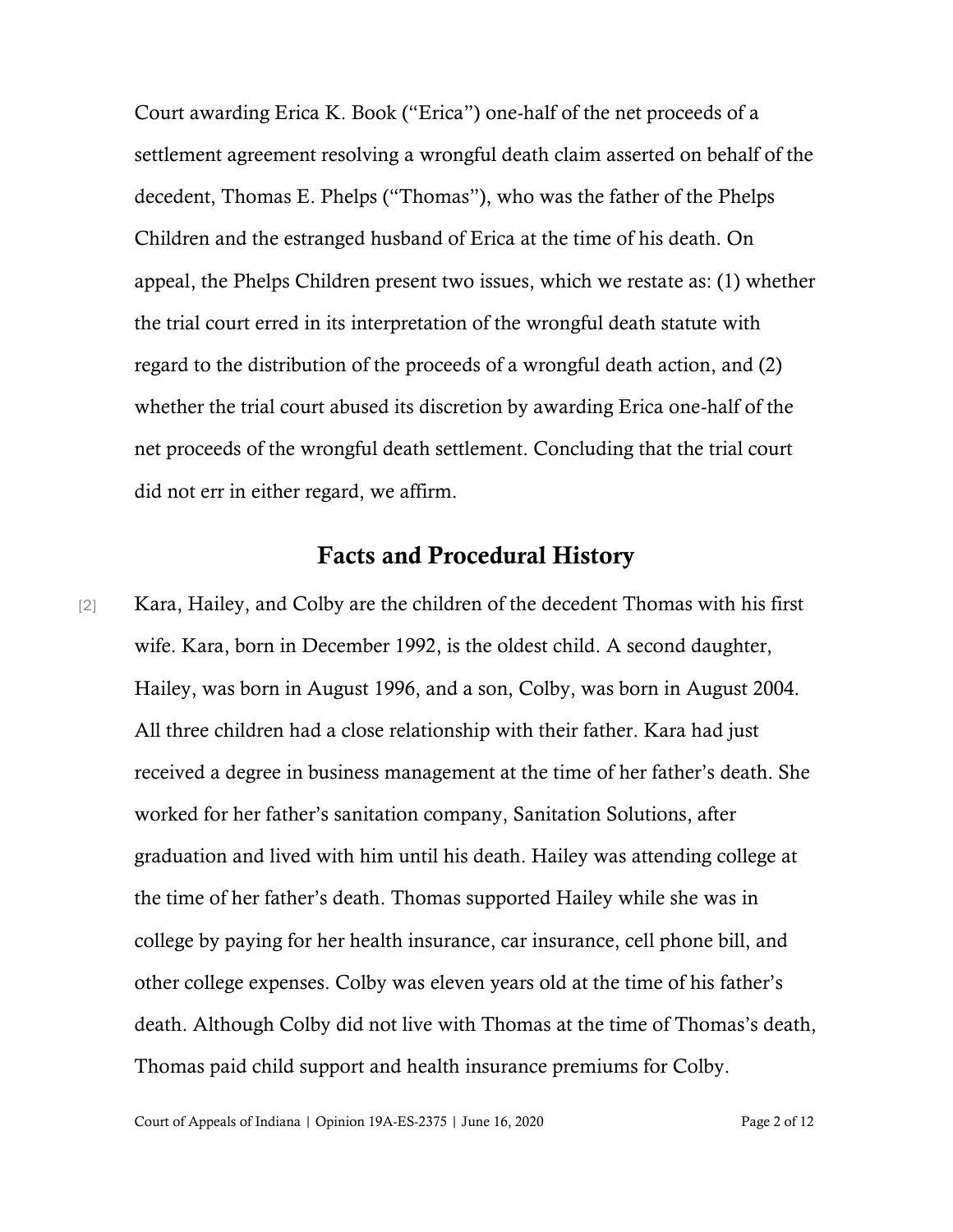Court awarding Erica K. Book ("Erica") one-half of the net proceeds of a settlement agreement resolving a wrongful death claim asserted on behalf of the decedent, Thomas E. Phelps ("Thomas"), who was the father of the Phelps Children and the estranged husband of Erica at the time of his death. On appeal, the Phelps Children present two issues, which we restate as: (1) whether the trial court erred in its interpretation of the wrongful death statute with regard to the distribution of the proceeds of a wrongful death action, and (2) whether the trial court abused its discretion by awarding Erica one-half of the net proceeds of the wrongful death settlement. Concluding that the trial court did not err in either regard, we affirm.

## Facts and Procedural History

[2] Kara, Hailey, and Colby are the children of the decedent Thomas with his first wife. Kara, born in December 1992, is the oldest child. A second daughter, Hailey, was born in August 1996, and a son, Colby, was born in August 2004. All three children had a close relationship with their father. Kara had just received a degree in business management at the time of her father's death. She worked for her father's sanitation company, Sanitation Solutions, after graduation and lived with him until his death. Hailey was attending college at the time of her father's death. Thomas supported Hailey while she was in college by paying for her health insurance, car insurance, cell phone bill, and other college expenses. Colby was eleven years old at the time of his father's death. Although Colby did not live with Thomas at the time of Thomas's death, Thomas paid child support and health insurance premiums for Colby.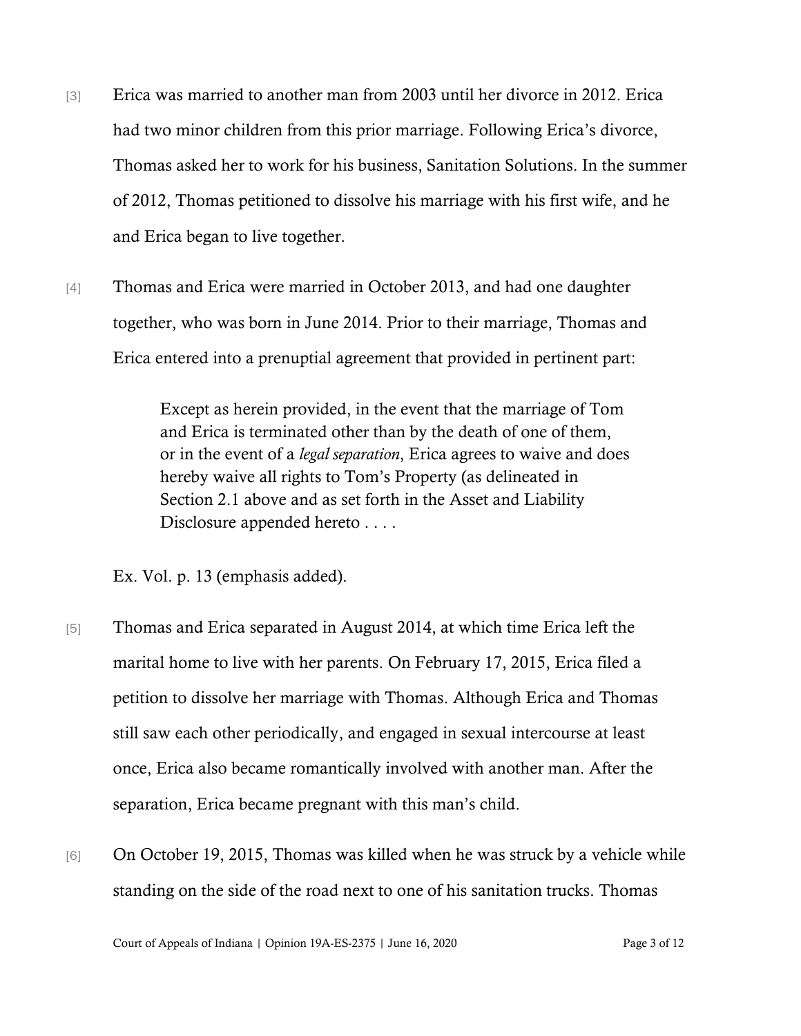[3] Erica was married to another man from 2003 until her divorce in 2012. Erica had two minor children from this prior marriage. Following Erica's divorce, Thomas asked her to work for his business, Sanitation Solutions. In the summer of 2012, Thomas petitioned to dissolve his marriage with his first wife, and he and Erica began to live together.

[4] Thomas and Erica were married in October 2013, and had one daughter together, who was born in June 2014. Prior to their marriage, Thomas and Erica entered into a prenuptial agreement that provided in pertinent part:

> Except as herein provided, in the event that the marriage of Tom and Erica is terminated other than by the death of one of them, or in the event of a *legal separation*, Erica agrees to waive and does hereby waive all rights to Tom's Property (as delineated in Section 2.1 above and as set forth in the Asset and Liability Disclosure appended hereto . . . .

Ex. Vol. p. 13 (emphasis added).

[5] Thomas and Erica separated in August 2014, at which time Erica left the marital home to live with her parents. On February 17, 2015, Erica filed a petition to dissolve her marriage with Thomas. Although Erica and Thomas still saw each other periodically, and engaged in sexual intercourse at least once, Erica also became romantically involved with another man. After the separation, Erica became pregnant with this man's child.

[6] On October 19, 2015, Thomas was killed when he was struck by a vehicle while standing on the side of the road next to one of his sanitation trucks. Thomas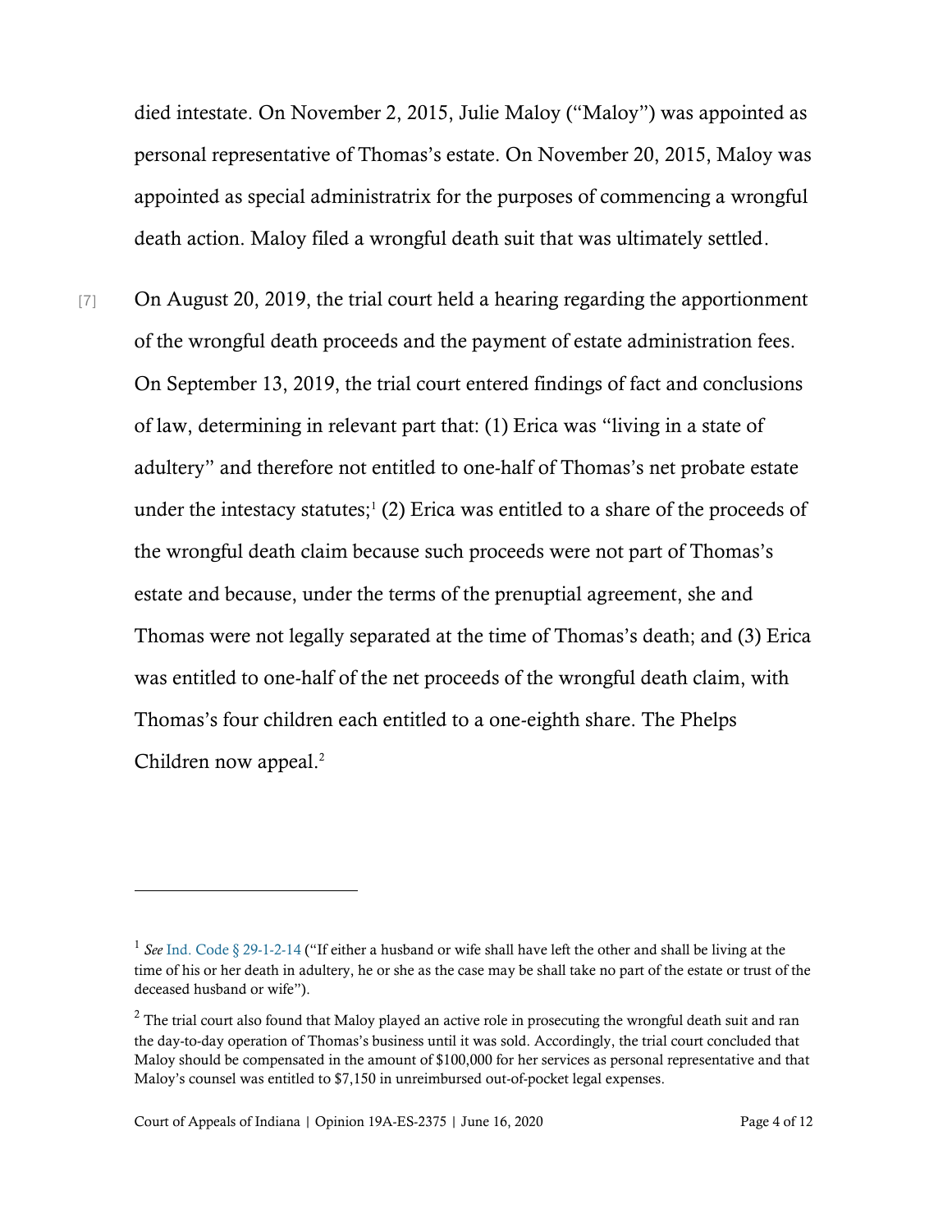died intestate. On November 2, 2015, Julie Maloy ("Maloy") was appointed as personal representative of Thomas's estate. On November 20, 2015, Maloy was appointed as special administratrix for the purposes of commencing a wrongful death action. Maloy filed a wrongful death suit that was ultimately settled.

[7] On August 20, 2019, the trial court held a hearing regarding the apportionment of the wrongful death proceeds and the payment of estate administration fees. On September 13, 2019, the trial court entered findings of fact and conclusions of law, determining in relevant part that: (1) Erica was "living in a state of adultery" and therefore not entitled to one-half of Thomas's net probate estate under the intestacy statutes;[1] (2) Erica was entitled to a share of the proceeds of the wrongful death claim because such proceeds were not part of Thomas's estate and because, under the terms of the prenuptial agreement, she and Thomas were not legally separated at the time of Thomas's death; and (3) Erica was entitled to one-half of the net proceeds of the wrongful death claim, with Thomas's four children each entitled to a one-eighth share. The Phelps Children now appeal.[2]

---

[1] *See* Ind. Code § 29-1-2-14 ("If either a husband or wife shall have left the other and shall be living at the time of his or her death in adultery, he or she as the case may be shall take no part of the estate or trust of the deceased husband or wife").

[2] The trial court also found that Maloy played an active role in prosecuting the wrongful death suit and ran the day-to-day operation of Thomas's business until it was sold. Accordingly, the trial court concluded that Maloy should be compensated in the amount of $100,000 for her services as personal representative and that Maloy's counsel was entitled to $7,150 in unreimbursed out-of-pocket legal expenses.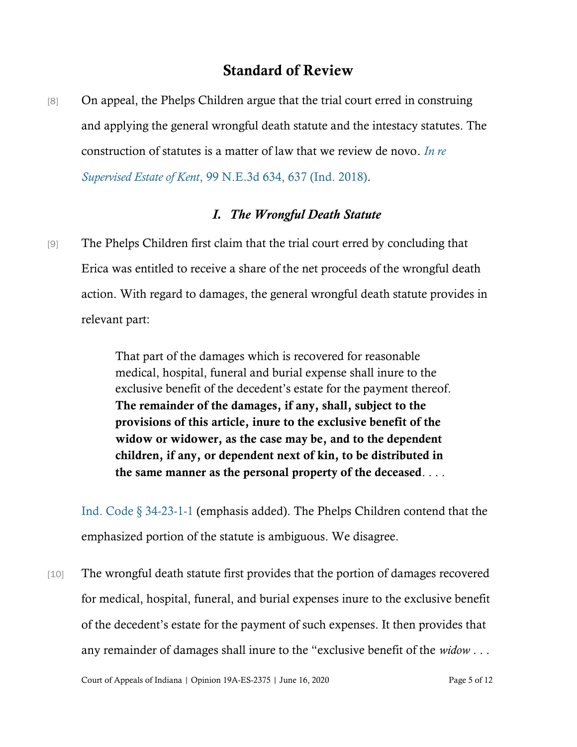## Standard of Review

[8] On appeal, the Phelps Children argue that the trial court erred in construing and applying the general wrongful death statute and the intestacy statutes. The construction of statutes is a matter of law that we review de novo. *In re Supervised Estate of Kent*, 99 N.E.3d 634, 637 (Ind. 2018).

### *I. The Wrongful Death Statute*

[9] The Phelps Children first claim that the trial court erred by concluding that Erica was entitled to receive a share of the net proceeds of the wrongful death action. With regard to damages, the general wrongful death statute provides in relevant part:

> That part of the damages which is recovered for reasonable medical, hospital, funeral and burial expense shall inure to the exclusive benefit of the decedent's estate for the payment thereof. **The remainder of the damages, if any, shall, subject to the provisions of this article, inure to the exclusive benefit of the widow or widower, as the case may be, and to the dependent children, if any, or dependent next of kin, to be distributed in the same manner as the personal property of the deceased**. . . .

Ind. Code § 34-23-1-1 (emphasis added). The Phelps Children contend that the emphasized portion of the statute is ambiguous. We disagree.

[10] The wrongful death statute first provides that the portion of damages recovered for medical, hospital, funeral, and burial expenses inure to the exclusive benefit of the decedent's estate for the payment of such expenses. It then provides that any remainder of damages shall inure to the "exclusive benefit of the *widow* . . .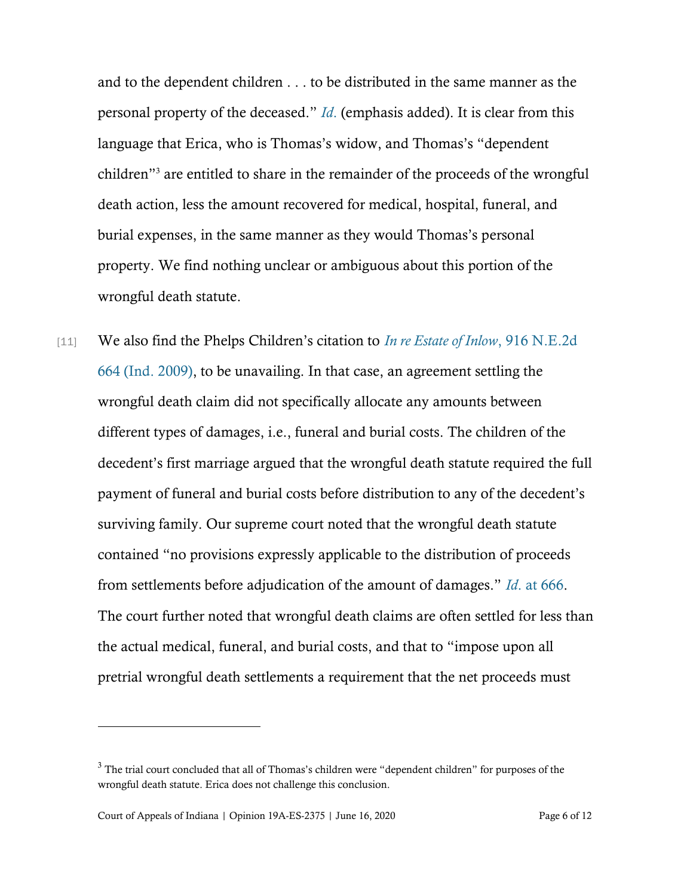and to the dependent children . . . to be distributed in the same manner as the personal property of the deceased." *Id.* (emphasis added). It is clear from this language that Erica, who is Thomas's widow, and Thomas's "dependent children"[3] are entitled to share in the remainder of the proceeds of the wrongful death action, less the amount recovered for medical, hospital, funeral, and burial expenses, in the same manner as they would Thomas's personal property. We find nothing unclear or ambiguous about this portion of the wrongful death statute.

[11] We also find the Phelps Children's citation to *In re Estate of Inlow*, 916 N.E.2d 664 (Ind. 2009), to be unavailing. In that case, an agreement settling the wrongful death claim did not specifically allocate any amounts between different types of damages, i.e., funeral and burial costs. The children of the decedent's first marriage argued that the wrongful death statute required the full payment of funeral and burial costs before distribution to any of the decedent's surviving family. Our supreme court noted that the wrongful death statute contained "no provisions expressly applicable to the distribution of proceeds from settlements before adjudication of the amount of damages." *Id.* at 666. The court further noted that wrongful death claims are often settled for less than the actual medical, funeral, and burial costs, and that to "impose upon all pretrial wrongful death settlements a requirement that the net proceeds must

---

[3] The trial court concluded that all of Thomas's children were "dependent children" for purposes of the wrongful death statute. Erica does not challenge this conclusion.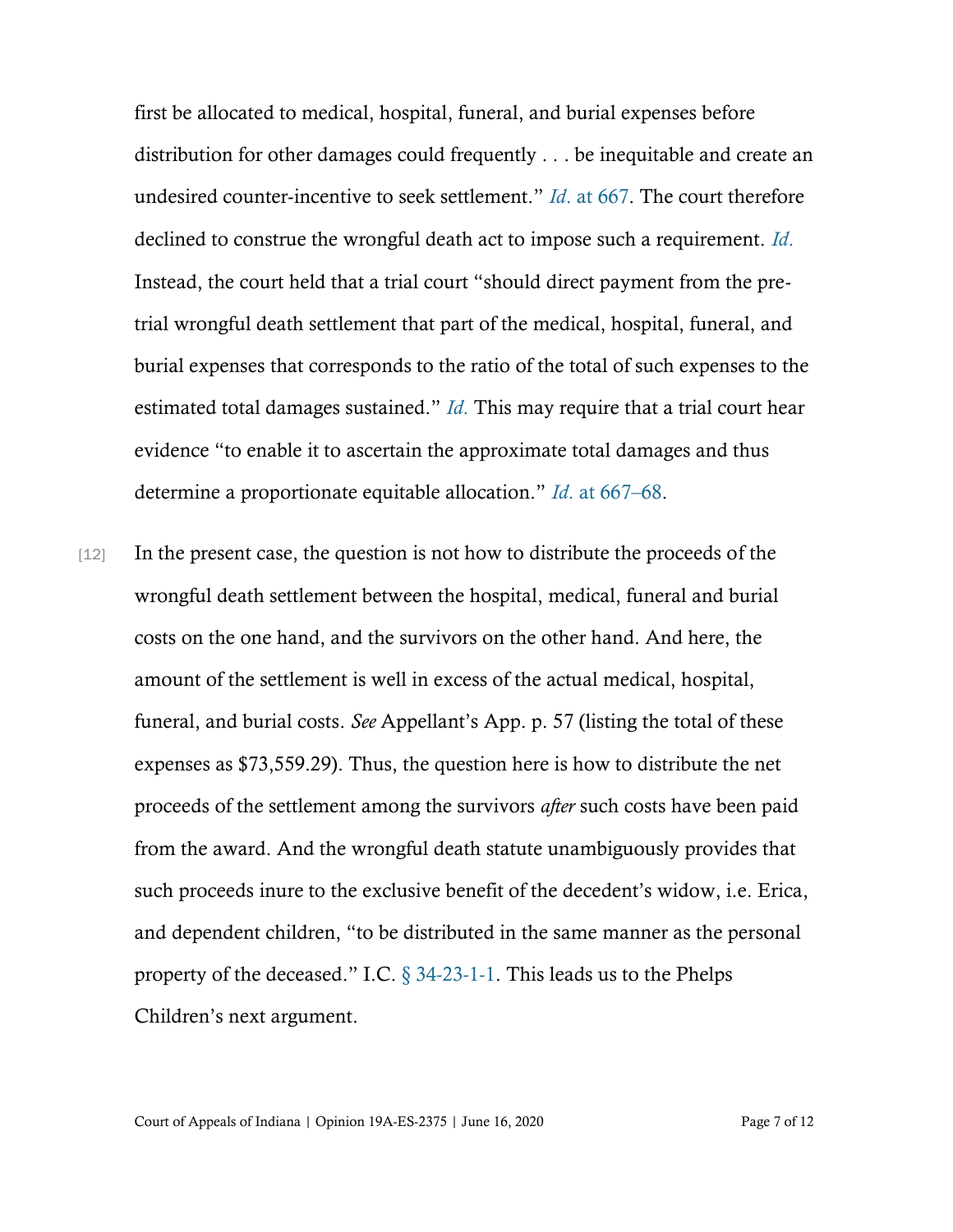first be allocated to medical, hospital, funeral, and burial expenses before distribution for other damages could frequently . . . be inequitable and create an undesired counter-incentive to seek settlement." *Id.* at 667. The court therefore declined to construe the wrongful death act to impose such a requirement. *Id.* Instead, the court held that a trial court "should direct payment from the pre-trial wrongful death settlement that part of the medical, hospital, funeral, and burial expenses that corresponds to the ratio of the total of such expenses to the estimated total damages sustained." *Id.* This may require that a trial court hear evidence "to enable it to ascertain the approximate total damages and thus determine a proportionate equitable allocation." *Id.* at 667–68.

[12] In the present case, the question is not how to distribute the proceeds of the wrongful death settlement between the hospital, medical, funeral and burial costs on the one hand, and the survivors on the other hand. And here, the amount of the settlement is well in excess of the actual medical, hospital, funeral, and burial costs. *See* Appellant's App. p. 57 (listing the total of these expenses as $73,559.29). Thus, the question here is how to distribute the net proceeds of the settlement among the survivors *after* such costs have been paid from the award. And the wrongful death statute unambiguously provides that such proceeds inure to the exclusive benefit of the decedent's widow, i.e. Erica, and dependent children, "to be distributed in the same manner as the personal property of the deceased." I.C. § 34-23-1-1. This leads us to the Phelps Children's next argument.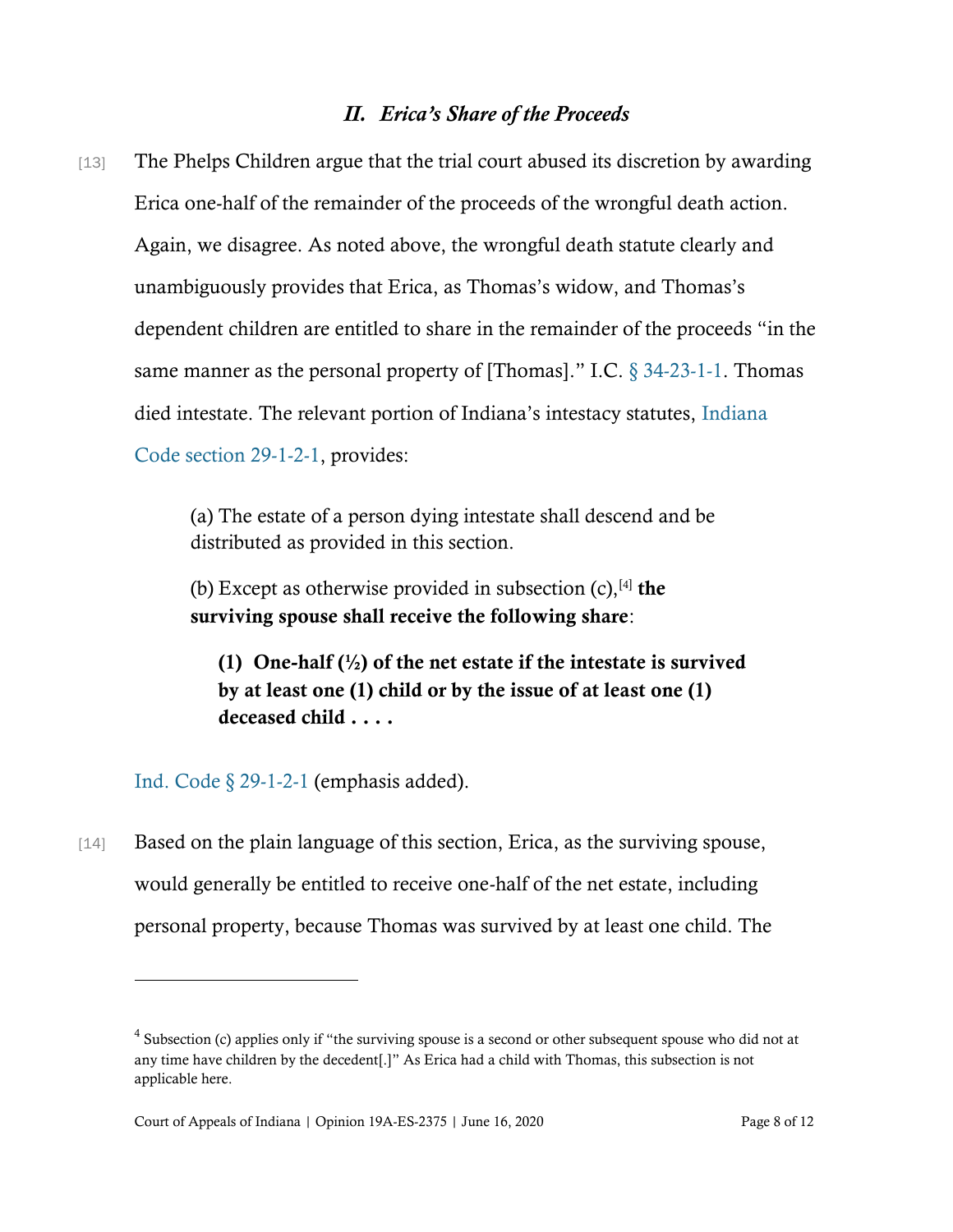## *II. Erica's Share of the Proceeds*

[13] The Phelps Children argue that the trial court abused its discretion by awarding Erica one-half of the remainder of the proceeds of the wrongful death action. Again, we disagree. As noted above, the wrongful death statute clearly and unambiguously provides that Erica, as Thomas's widow, and Thomas's dependent children are entitled to share in the remainder of the proceeds "in the same manner as the personal property of [Thomas]." I.C. § 34-23-1-1. Thomas died intestate. The relevant portion of Indiana's intestacy statutes, Indiana Code section 29-1-2-1, provides:

> (a) The estate of a person dying intestate shall descend and be distributed as provided in this section.
>
> (b) Except as otherwise provided in subsection (c),[4] **the surviving spouse shall receive the following share**:
>
> > **(1) One-half (½) of the net estate if the intestate is survived by at least one (1) child or by the issue of at least one (1) deceased child . . . .**

Ind. Code § 29-1-2-1 (emphasis added).

[14] Based on the plain language of this section, Erica, as the surviving spouse, would generally be entitled to receive one-half of the net estate, including personal property, because Thomas was survived by at least one child. The

---

[4] Subsection (c) applies only if "the surviving spouse is a second or other subsequent spouse who did not at any time have children by the decedent[.]" As Erica had a child with Thomas, this subsection is not applicable here.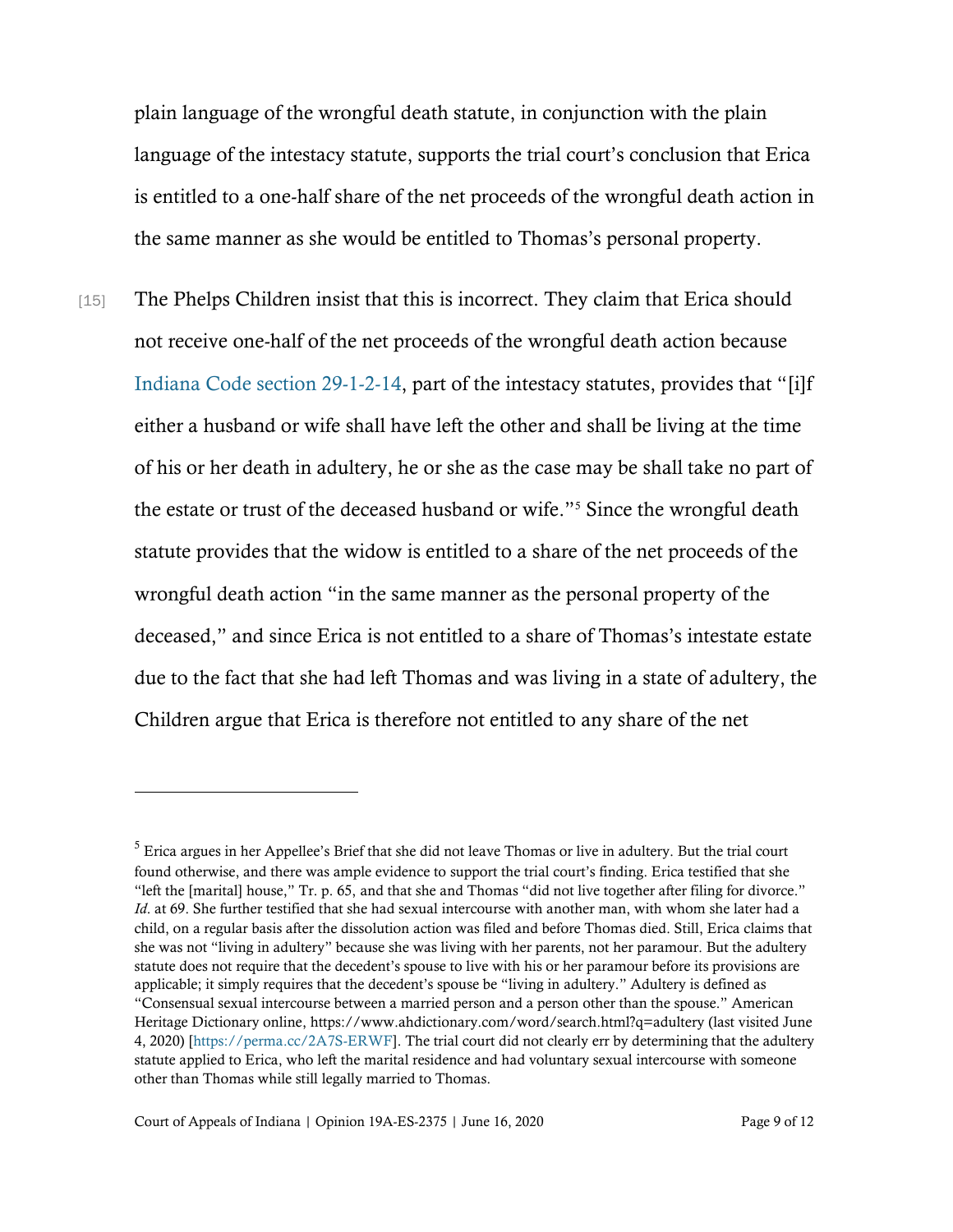plain language of the wrongful death statute, in conjunction with the plain language of the intestacy statute, supports the trial court's conclusion that Erica is entitled to a one-half share of the net proceeds of the wrongful death action in the same manner as she would be entitled to Thomas's personal property.

[15] The Phelps Children insist that this is incorrect. They claim that Erica should not receive one-half of the net proceeds of the wrongful death action because Indiana Code section 29-1-2-14, part of the intestacy statutes, provides that "[i]f either a husband or wife shall have left the other and shall be living at the time of his or her death in adultery, he or she as the case may be shall take no part of the estate or trust of the deceased husband or wife."[5] Since the wrongful death statute provides that the widow is entitled to a share of the net proceeds of the wrongful death action "in the same manner as the personal property of the deceased," and since Erica is not entitled to a share of Thomas's intestate estate due to the fact that she had left Thomas and was living in a state of adultery, the Children argue that Erica is therefore not entitled to any share of the net

---

[5] Erica argues in her Appellee's Brief that she did not leave Thomas or live in adultery. But the trial court found otherwise, and there was ample evidence to support the trial court's finding. Erica testified that she "left the [marital] house," Tr. p. 65, and that she and Thomas "did not live together after filing for divorce." *Id.* at 69. She further testified that she had sexual intercourse with another man, with whom she later had a child, on a regular basis after the dissolution action was filed and before Thomas died. Still, Erica claims that she was not "living in adultery" because she was living with her parents, not her paramour. But the adultery statute does not require that the decedent's spouse to live with his or her paramour before its provisions are applicable; it simply requires that the decedent's spouse be "living in adultery." Adultery is defined as "Consensual sexual intercourse between a married person and a person other than the spouse." American Heritage Dictionary online, https://www.ahdictionary.com/word/search.html?q=adultery (last visited June 4, 2020) [https://perma.cc/2A7S-ERWF]. The trial court did not clearly err by determining that the adultery statute applied to Erica, who left the marital residence and had voluntary sexual intercourse with someone other than Thomas while still legally married to Thomas.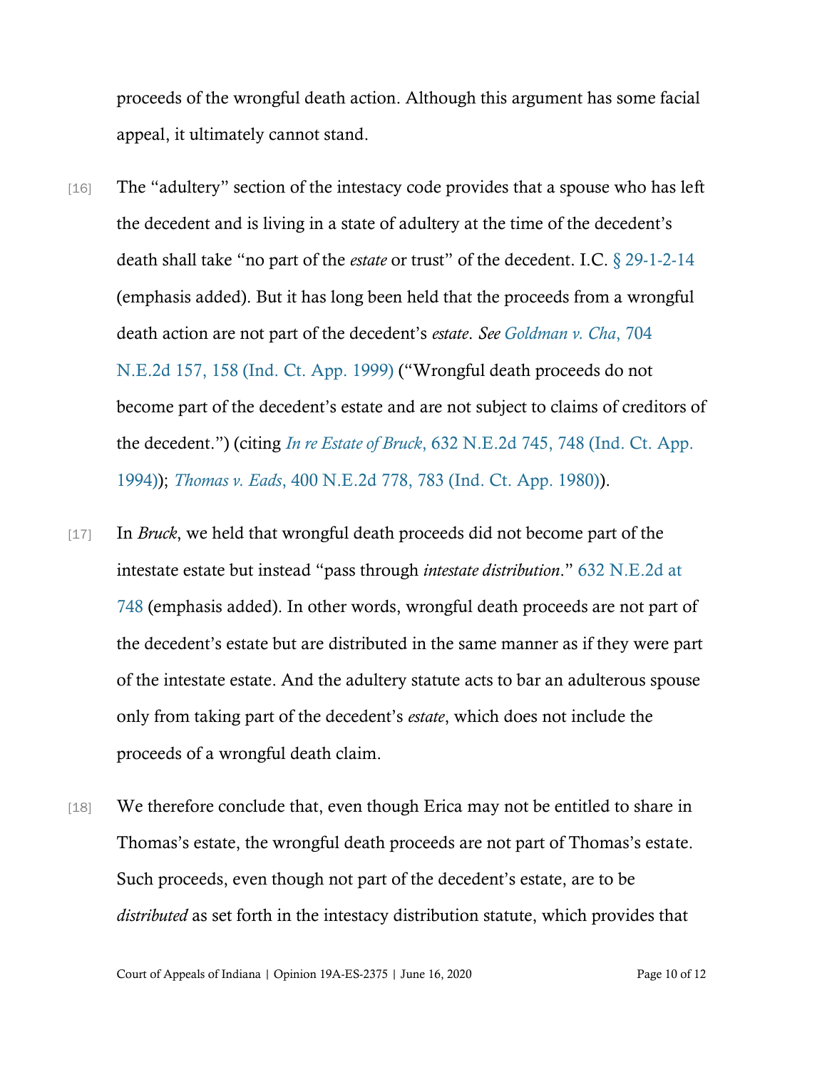proceeds of the wrongful death action. Although this argument has some facial appeal, it ultimately cannot stand.

[16] The "adultery" section of the intestacy code provides that a spouse who has left the decedent and is living in a state of adultery at the time of the decedent's death shall take "no part of the *estate* or trust" of the decedent. I.C. § 29-1-2-14 (emphasis added). But it has long been held that the proceeds from a wrongful death action are not part of the decedent's *estate*. *See Goldman v. Cha*, 704 N.E.2d 157, 158 (Ind. Ct. App. 1999) ("Wrongful death proceeds do not become part of the decedent's estate and are not subject to claims of creditors of the decedent.") (citing *In re Estate of Bruck*, 632 N.E.2d 745, 748 (Ind. Ct. App. 1994)); *Thomas v. Eads*, 400 N.E.2d 778, 783 (Ind. Ct. App. 1980)).

[17] In *Bruck*, we held that wrongful death proceeds did not become part of the intestate estate but instead "pass through *intestate distribution*." 632 N.E.2d at 748 (emphasis added). In other words, wrongful death proceeds are not part of the decedent's estate but are distributed in the same manner as if they were part of the intestate estate. And the adultery statute acts to bar an adulterous spouse only from taking part of the decedent's *estate*, which does not include the proceeds of a wrongful death claim.

[18] We therefore conclude that, even though Erica may not be entitled to share in Thomas's estate, the wrongful death proceeds are not part of Thomas's estate. Such proceeds, even though not part of the decedent's estate, are to be *distributed* as set forth in the intestacy distribution statute, which provides that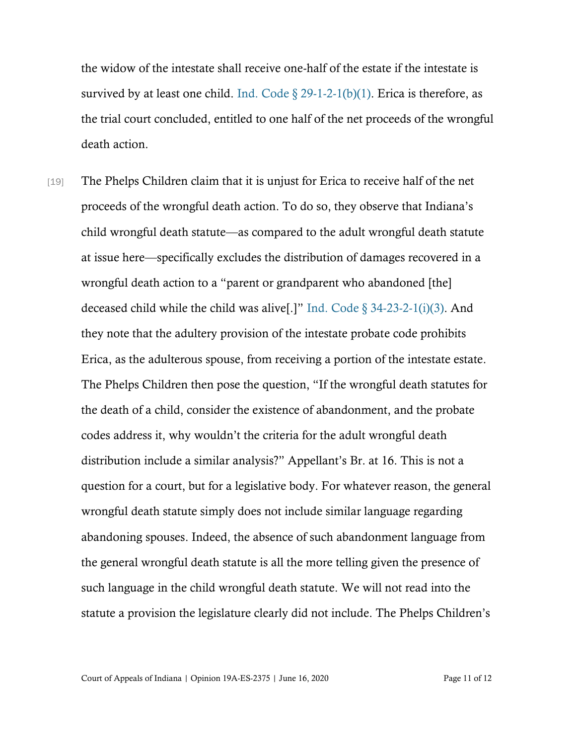the widow of the intestate shall receive one-half of the estate if the intestate is survived by at least one child. Ind. Code § 29-1-2-1(b)(1). Erica is therefore, as the trial court concluded, entitled to one half of the net proceeds of the wrongful death action.

[19] The Phelps Children claim that it is unjust for Erica to receive half of the net proceeds of the wrongful death action. To do so, they observe that Indiana's child wrongful death statute—as compared to the adult wrongful death statute at issue here—specifically excludes the distribution of damages recovered in a wrongful death action to a "parent or grandparent who abandoned [the] deceased child while the child was alive[.]" Ind. Code § 34-23-2-1(i)(3). And they note that the adultery provision of the intestate probate code prohibits Erica, as the adulterous spouse, from receiving a portion of the intestate estate. The Phelps Children then pose the question, "If the wrongful death statutes for the death of a child, consider the existence of abandonment, and the probate codes address it, why wouldn't the criteria for the adult wrongful death distribution include a similar analysis?" Appellant's Br. at 16. This is not a question for a court, but for a legislative body. For whatever reason, the general wrongful death statute simply does not include similar language regarding abandoning spouses. Indeed, the absence of such abandonment language from the general wrongful death statute is all the more telling given the presence of such language in the child wrongful death statute. We will not read into the statute a provision the legislature clearly did not include. The Phelps Children's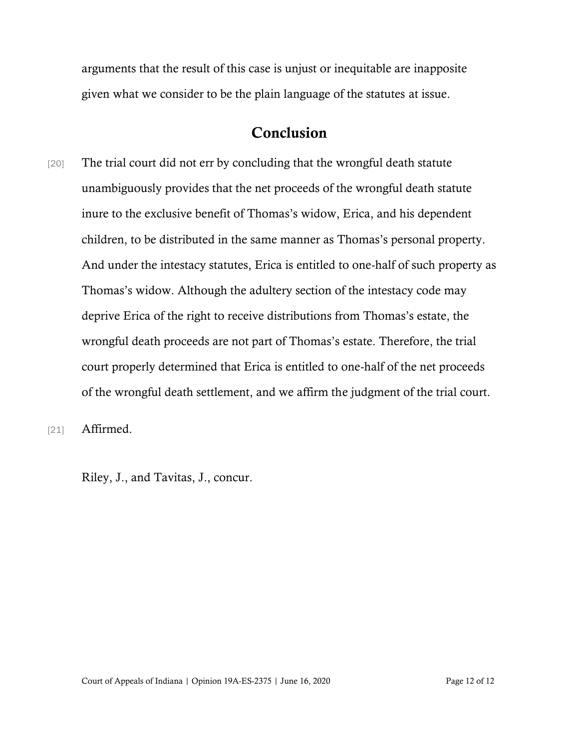arguments that the result of this case is unjust or inequitable are inapposite given what we consider to be the plain language of the statutes at issue.

## Conclusion

[20] The trial court did not err by concluding that the wrongful death statute unambiguously provides that the net proceeds of the wrongful death statute inure to the exclusive benefit of Thomas's widow, Erica, and his dependent children, to be distributed in the same manner as Thomas's personal property. And under the intestacy statutes, Erica is entitled to one-half of such property as Thomas's widow. Although the adultery section of the intestacy code may deprive Erica of the right to receive distributions from Thomas's estate, the wrongful death proceeds are not part of Thomas's estate. Therefore, the trial court properly determined that Erica is entitled to one-half of the net proceeds of the wrongful death settlement, and we affirm the judgment of the trial court.

[21] Affirmed.

Riley, J., and Tavitas, J., concur.